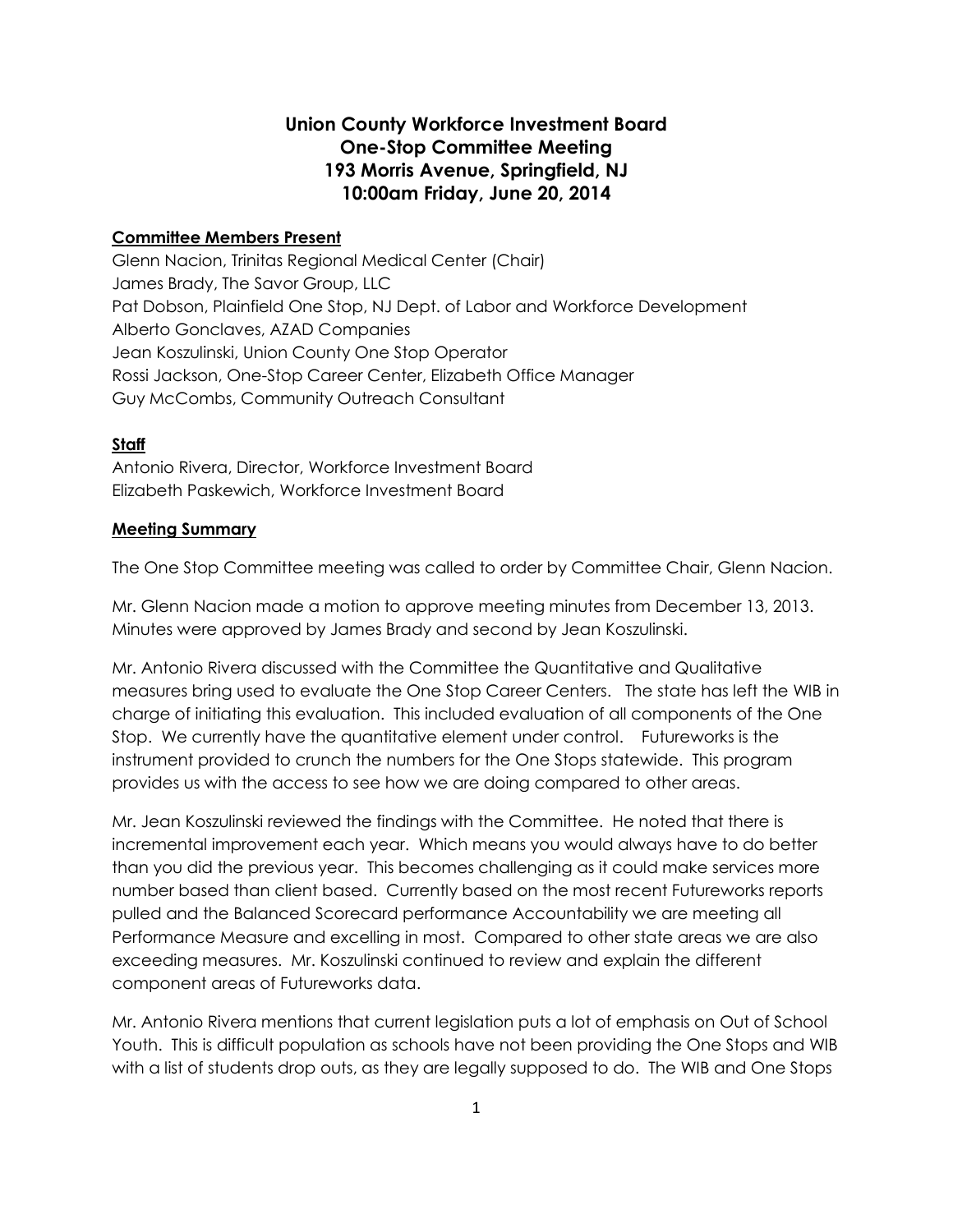# Union County Workforce Investment Board
## One-Stop Committee Meeting
## 193 Morris Avenue, Springfield, NJ
## 10:00am Friday, June 20, 2014

### Committee Members Present

Glenn Nacion, Trinitas Regional Medical Center (Chair)
James Brady, The Savor Group, LLC
Pat Dobson, Plainfield One Stop, NJ Dept. of Labor and Workforce Development
Alberto Gonclaves, AZAD Companies
Jean Koszulinski, Union County One Stop Operator
Rossi Jackson, One-Stop Career Center, Elizabeth Office Manager
Guy McCombs, Community Outreach Consultant

### Staff

Antonio Rivera, Director, Workforce Investment Board
Elizabeth Paskewich, Workforce Investment Board

### Meeting Summary

The One Stop Committee meeting was called to order by Committee Chair, Glenn Nacion.

Mr. Glenn Nacion made a motion to approve meeting minutes from December 13, 2013. Minutes were approved by James Brady and second by Jean Koszulinski.

Mr. Antonio Rivera discussed with the Committee the Quantitative and Qualitative measures bring used to evaluate the One Stop Career Centers. The state has left the WIB in charge of initiating this evaluation. This included evaluation of all components of the One Stop. We currently have the quantitative element under control. Futureworks is the instrument provided to crunch the numbers for the One Stops statewide. This program provides us with the access to see how we are doing compared to other areas.

Mr. Jean Koszulinski reviewed the findings with the Committee. He noted that there is incremental improvement each year. Which means you would always have to do better than you did the previous year. This becomes challenging as it could make services more number based than client based. Currently based on the most recent Futureworks reports pulled and the Balanced Scorecard performance Accountability we are meeting all Performance Measure and excelling in most. Compared to other state areas we are also exceeding measures. Mr. Koszulinski continued to review and explain the different component areas of Futureworks data.

Mr. Antonio Rivera mentions that current legislation puts a lot of emphasis on Out of School Youth. This is difficult population as schools have not been providing the One Stops and WIB with a list of students drop outs, as they are legally supposed to do. The WIB and One Stops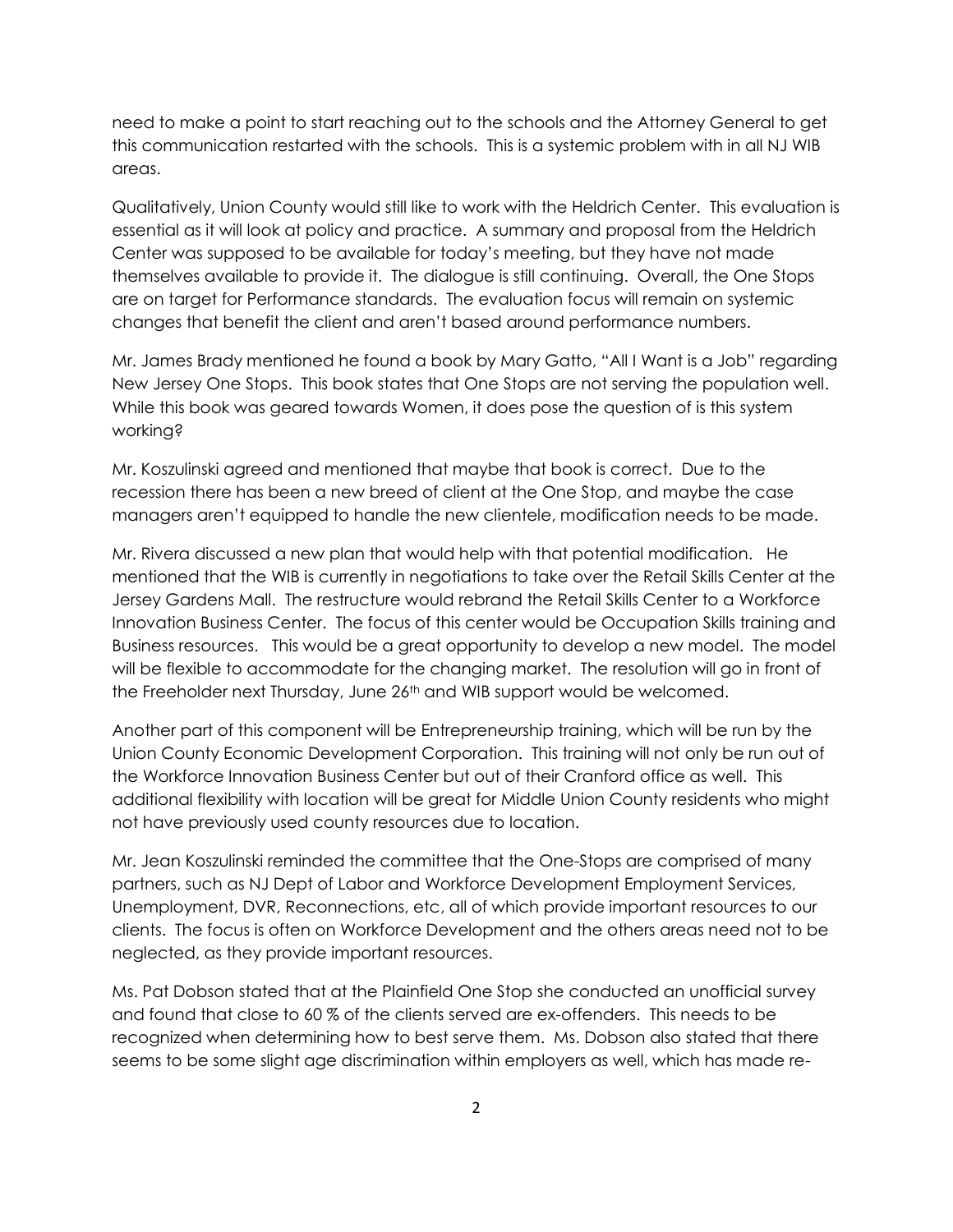need to make a point to start reaching out to the schools and the Attorney General to get this communication restarted with the schools. This is a systemic problem with in all NJ WIB areas.

Qualitatively, Union County would still like to work with the Heldrich Center. This evaluation is essential as it will look at policy and practice. A summary and proposal from the Heldrich Center was supposed to be available for today's meeting, but they have not made themselves available to provide it. The dialogue is still continuing. Overall, the One Stops are on target for Performance standards. The evaluation focus will remain on systemic changes that benefit the client and aren't based around performance numbers.

Mr. James Brady mentioned he found a book by Mary Gatto, "All I Want is a Job" regarding New Jersey One Stops. This book states that One Stops are not serving the population well. While this book was geared towards Women, it does pose the question of is this system working?

Mr. Koszulinski agreed and mentioned that maybe that book is correct. Due to the recession there has been a new breed of client at the One Stop, and maybe the case managers aren't equipped to handle the new clientele, modification needs to be made.

Mr. Rivera discussed a new plan that would help with that potential modification. He mentioned that the WIB is currently in negotiations to take over the Retail Skills Center at the Jersey Gardens Mall. The restructure would rebrand the Retail Skills Center to a Workforce Innovation Business Center. The focus of this center would be Occupation Skills training and Business resources. This would be a great opportunity to develop a new model. The model will be flexible to accommodate for the changing market. The resolution will go in front of the Freeholder next Thursday, June 26th and WIB support would be welcomed.

Another part of this component will be Entrepreneurship training, which will be run by the Union County Economic Development Corporation. This training will not only be run out of the Workforce Innovation Business Center but out of their Cranford office as well. This additional flexibility with location will be great for Middle Union County residents who might not have previously used county resources due to location.

Mr. Jean Koszulinski reminded the committee that the One-Stops are comprised of many partners, such as NJ Dept of Labor and Workforce Development Employment Services, Unemployment, DVR, Reconnections, etc, all of which provide important resources to our clients. The focus is often on Workforce Development and the others areas need not to be neglected, as they provide important resources.

Ms. Pat Dobson stated that at the Plainfield One Stop she conducted an unofficial survey and found that close to 60 % of the clients served are ex-offenders. This needs to be recognized when determining how to best serve them. Ms. Dobson also stated that there seems to be some slight age discrimination within employers as well, which has made re-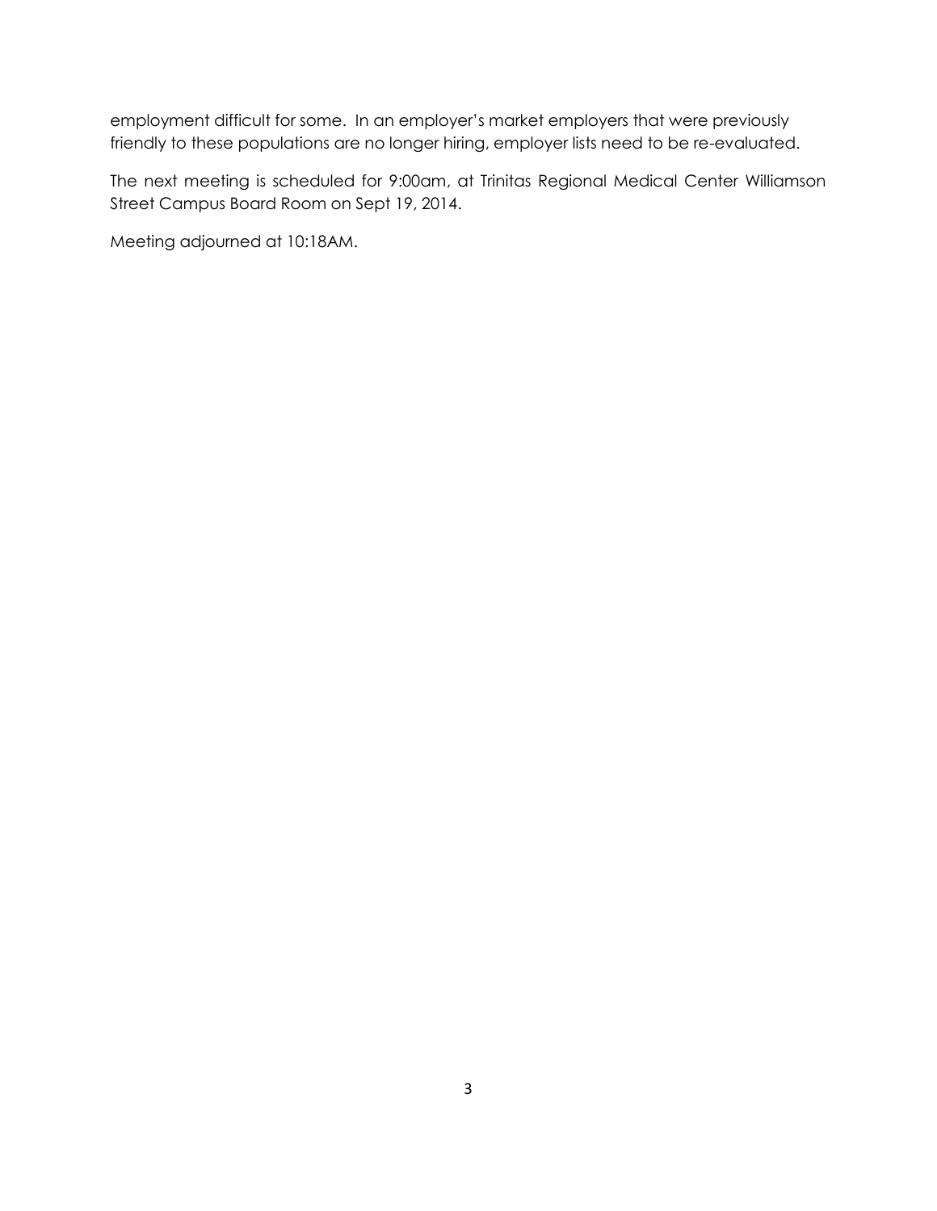employment difficult for some. In an employer's market employers that were previously friendly to these populations are no longer hiring, employer lists need to be re-evaluated.

The next meeting is scheduled for 9:00am, at Trinitas Regional Medical Center Williamson Street Campus Board Room on Sept 19, 2014.

Meeting adjourned at 10:18AM.